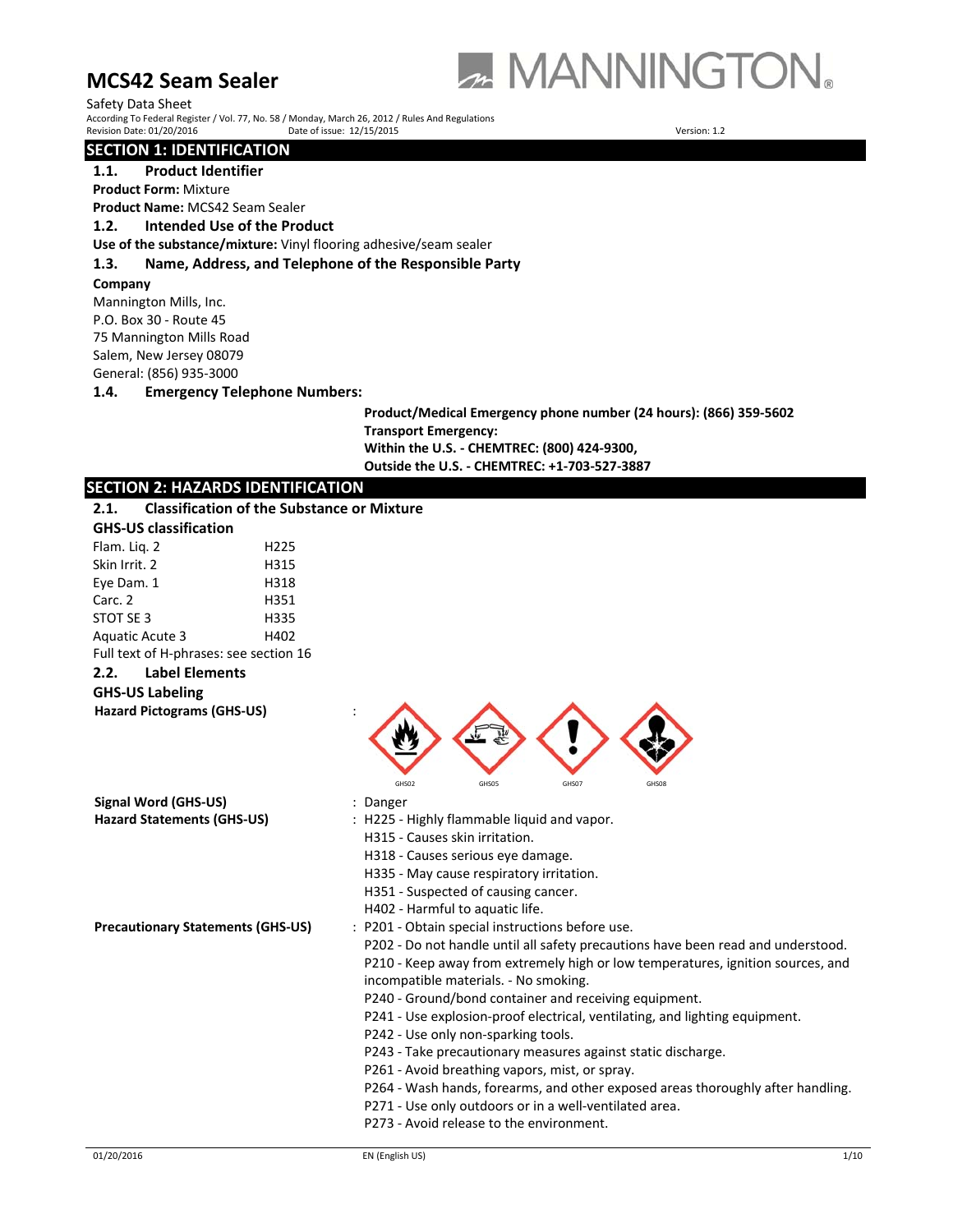# MCS42 Seam Sealer

MANNINGTON®

Safety Data Sheet

According To Federal Register / Vol. 77, No. 58 / Monday, March 26, 2012 / Rules And Regulations

Revision Date: 01/20/2016 Date of issue: 12/15/2015 Version: 1.2

## SECTION 1: IDENTIFICATION

### 1.1. Product Identifier

**Product Form:** Mixture

**Product Name:** MCS42 Seam Sealer

### 1.2. Intended Use of the Product

**Use of the substance/mixture:** Vinyl flooring adhesive/seam sealer

### 1.3. Name, Address, and Telephone of the Responsible Party

**Company**

Mannington Mills, Inc.
P.O. Box 30 - Route 45
75 Mannington Mills Road
Salem, New Jersey 08079
General: (856) 935-3000

### 1.4. Emergency Telephone Numbers:

**Product/Medical Emergency phone number (24 hours): (866) 359-5602**
**Transport Emergency:**
**Within the U.S. - CHEMTREC: (800) 424-9300,**
**Outside the U.S. - CHEMTREC: +1-703-527-3887**

## SECTION 2: HAZARDS IDENTIFICATION

### 2.1. Classification of the Substance or Mixture

**GHS-US classification**

| | |
|---|---|
| Flam. Liq. 2 | H225 |
| Skin Irrit. 2 | H315 |
| Eye Dam. 1 | H318 |
| Carc. 2 | H351 |
| STOT SE 3 | H335 |
| Aquatic Acute 3 | H402 |

Full text of H-phrases: see section 16

### 2.2. Label Elements

**GHS-US Labeling**

**Hazard Pictograms (GHS-US)** : GHS02 GHS05 GHS07 GHS08

**Signal Word (GHS-US)** : Danger

**Hazard Statements (GHS-US)** : H225 - Highly flammable liquid and vapor.
H315 - Causes skin irritation.
H318 - Causes serious eye damage.
H335 - May cause respiratory irritation.
H351 - Suspected of causing cancer.
H402 - Harmful to aquatic life.

**Precautionary Statements (GHS-US)** : P201 - Obtain special instructions before use.
P202 - Do not handle until all safety precautions have been read and understood.
P210 - Keep away from extremely high or low temperatures, ignition sources, and incompatible materials. - No smoking.
P240 - Ground/bond container and receiving equipment.
P241 - Use explosion-proof electrical, ventilating, and lighting equipment.
P242 - Use only non-sparking tools.
P243 - Take precautionary measures against static discharge.
P261 - Avoid breathing vapors, mist, or spray.
P264 - Wash hands, forearms, and other exposed areas thoroughly after handling.
P271 - Use only outdoors or in a well-ventilated area.
P273 - Avoid release to the environment.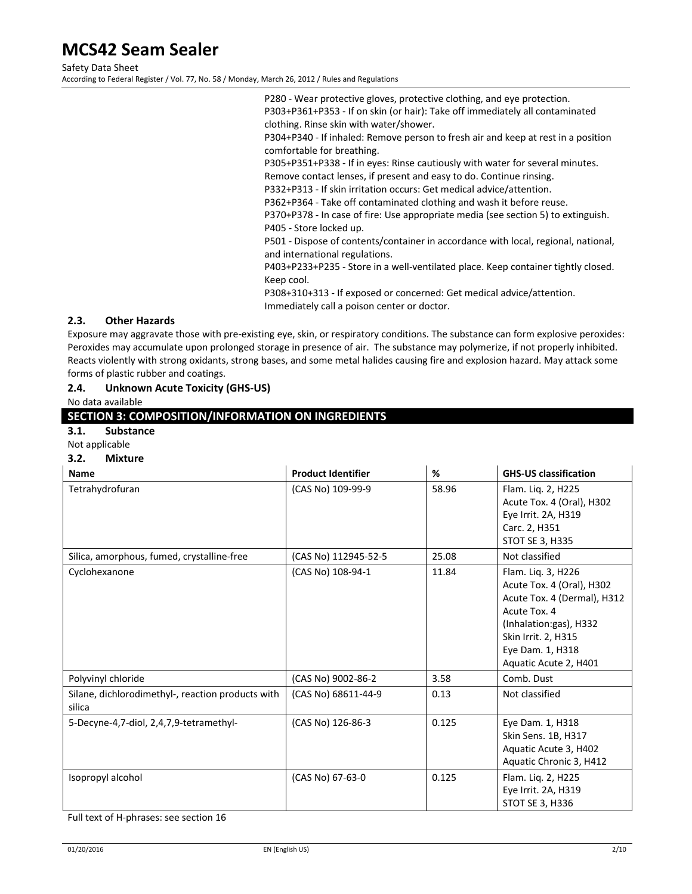P280 - Wear protective gloves, protective clothing, and eye protection.
P303+P361+P353 - If on skin (or hair): Take off immediately all contaminated clothing. Rinse skin with water/shower.
P304+P340 - If inhaled: Remove person to fresh air and keep at rest in a position comfortable for breathing.
P305+P351+P338 - If in eyes: Rinse cautiously with water for several minutes. Remove contact lenses, if present and easy to do. Continue rinsing.
P332+P313 - If skin irritation occurs: Get medical advice/attention.
P362+P364 - Take off contaminated clothing and wash it before reuse.
P370+P378 - In case of fire: Use appropriate media (see section 5) to extinguish.
P405 - Store locked up.
P501 - Dispose of contents/container in accordance with local, regional, national, and international regulations.
P403+P233+P235 - Store in a well-ventilated place. Keep container tightly closed. Keep cool.
P308+310+313 - If exposed or concerned: Get medical advice/attention. Immediately call a poison center or doctor.

### 2.3. Other Hazards

Exposure may aggravate those with pre-existing eye, skin, or respiratory conditions. The substance can form explosive peroxides: Peroxides may accumulate upon prolonged storage in presence of air. The substance may polymerize, if not properly inhibited. Reacts violently with strong oxidants, strong bases, and some metal halides causing fire and explosion hazard. May attack some forms of plastic rubber and coatings.

### 2.4. Unknown Acute Toxicity (GHS-US)

No data available

## SECTION 3: COMPOSITION/INFORMATION ON INGREDIENTS

### 3.1. Substance

Not applicable

### 3.2. Mixture

| Name | Product Identifier | % | GHS-US classification |
|---|---|---|---|
| Tetrahydrofuran | (CAS No) 109-99-9 | 58.96 | Flam. Liq. 2, H225<br>Acute Tox. 4 (Oral), H302<br>Eye Irrit. 2A, H319<br>Carc. 2, H351<br>STOT SE 3, H335 |
| Silica, amorphous, fumed, crystalline-free | (CAS No) 112945-52-5 | 25.08 | Not classified |
| Cyclohexanone | (CAS No) 108-94-1 | 11.84 | Flam. Liq. 3, H226<br>Acute Tox. 4 (Oral), H302<br>Acute Tox. 4 (Dermal), H312<br>Acute Tox. 4 (Inhalation:gas), H332<br>Skin Irrit. 2, H315<br>Eye Dam. 1, H318<br>Aquatic Acute 2, H401 |
| Polyvinyl chloride | (CAS No) 9002-86-2 | 3.58 | Comb. Dust |
| Silane, dichlorodimethyl-, reaction products with silica | (CAS No) 68611-44-9 | 0.13 | Not classified |
| 5-Decyne-4,7-diol, 2,4,7,9-tetramethyl- | (CAS No) 126-86-3 | 0.125 | Eye Dam. 1, H318<br>Skin Sens. 1B, H317<br>Aquatic Acute 3, H402<br>Aquatic Chronic 3, H412 |
| Isopropyl alcohol | (CAS No) 67-63-0 | 0.125 | Flam. Liq. 2, H225<br>Eye Irrit. 2A, H319<br>STOT SE 3, H336 |

Full text of H-phrases: see section 16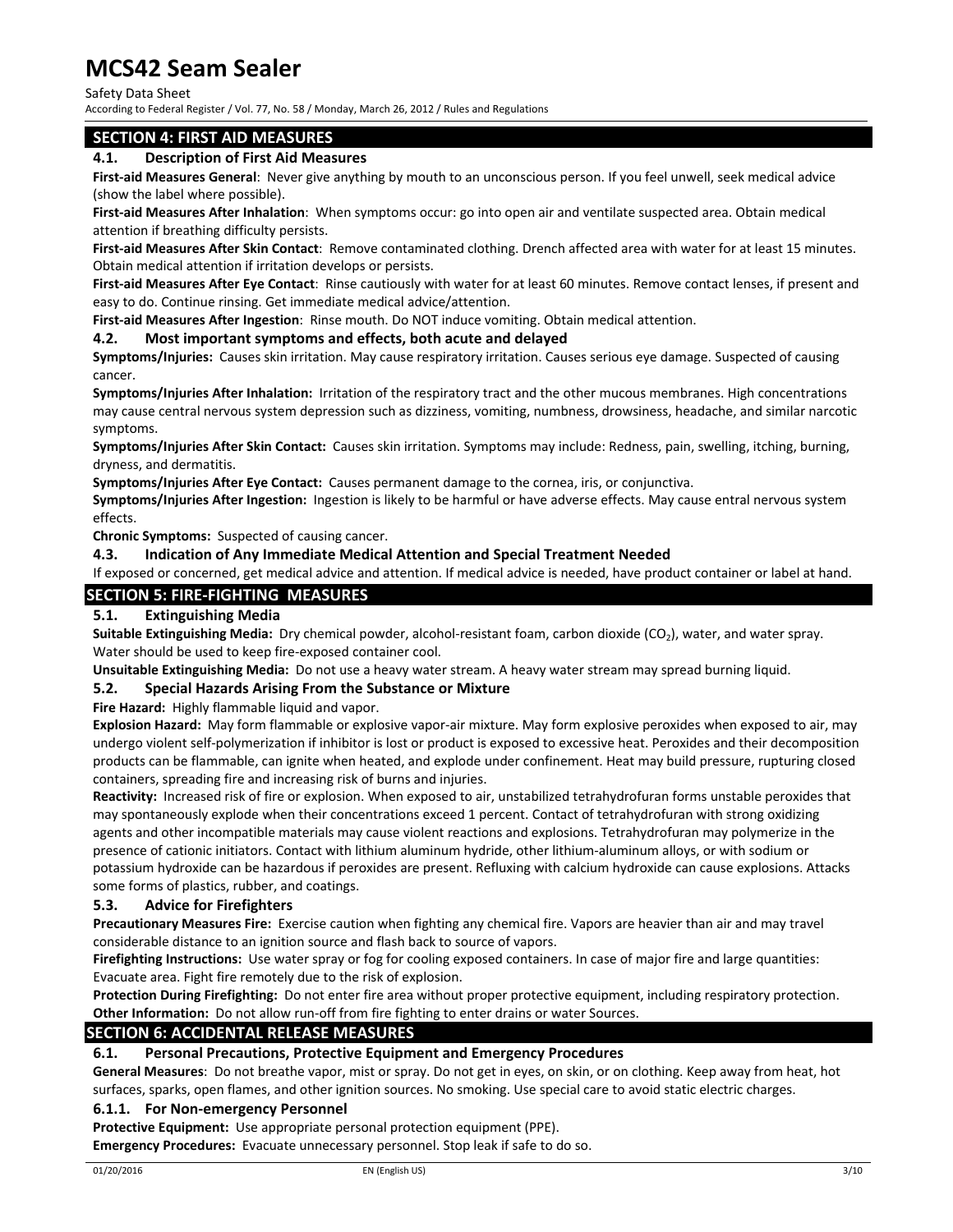## SECTION 4: FIRST AID MEASURES

### 4.1. Description of First Aid Measures

**First-aid Measures General**: Never give anything by mouth to an unconscious person. If you feel unwell, seek medical advice (show the label where possible).

**First-aid Measures After Inhalation**: When symptoms occur: go into open air and ventilate suspected area. Obtain medical attention if breathing difficulty persists.

**First-aid Measures After Skin Contact**: Remove contaminated clothing. Drench affected area with water for at least 15 minutes. Obtain medical attention if irritation develops or persists.

**First-aid Measures After Eye Contact**: Rinse cautiously with water for at least 60 minutes. Remove contact lenses, if present and easy to do. Continue rinsing. Get immediate medical advice/attention.

**First-aid Measures After Ingestion**: Rinse mouth. Do NOT induce vomiting. Obtain medical attention.

### 4.2. Most important symptoms and effects, both acute and delayed

**Symptoms/Injuries:** Causes skin irritation. May cause respiratory irritation. Causes serious eye damage. Suspected of causing cancer.

**Symptoms/Injuries After Inhalation:** Irritation of the respiratory tract and the other mucous membranes. High concentrations may cause central nervous system depression such as dizziness, vomiting, numbness, drowsiness, headache, and similar narcotic symptoms.

**Symptoms/Injuries After Skin Contact:** Causes skin irritation. Symptoms may include: Redness, pain, swelling, itching, burning, dryness, and dermatitis.

**Symptoms/Injuries After Eye Contact:** Causes permanent damage to the cornea, iris, or conjunctiva.

**Symptoms/Injuries After Ingestion:** Ingestion is likely to be harmful or have adverse effects. May cause entral nervous system effects.

**Chronic Symptoms:** Suspected of causing cancer.

### 4.3. Indication of Any Immediate Medical Attention and Special Treatment Needed

If exposed or concerned, get medical advice and attention. If medical advice is needed, have product container or label at hand.

## SECTION 5: FIRE-FIGHTING MEASURES

### 5.1. Extinguishing Media

**Suitable Extinguishing Media:** Dry chemical powder, alcohol-resistant foam, carbon dioxide ($CO_2$), water, and water spray. Water should be used to keep fire-exposed container cool.

**Unsuitable Extinguishing Media:** Do not use a heavy water stream. A heavy water stream may spread burning liquid.

### 5.2. Special Hazards Arising From the Substance or Mixture

**Fire Hazard:** Highly flammable liquid and vapor.

**Explosion Hazard:** May form flammable or explosive vapor-air mixture. May form explosive peroxides when exposed to air, may undergo violent self-polymerization if inhibitor is lost or product is exposed to excessive heat. Peroxides and their decomposition products can be flammable, can ignite when heated, and explode under confinement. Heat may build pressure, rupturing closed containers, spreading fire and increasing risk of burns and injuries.

**Reactivity:** Increased risk of fire or explosion. When exposed to air, unstabilized tetrahydrofuran forms unstable peroxides that may spontaneously explode when their concentrations exceed 1 percent. Contact of tetrahydrofuran with strong oxidizing agents and other incompatible materials may cause violent reactions and explosions. Tetrahydrofuran may polymerize in the presence of cationic initiators. Contact with lithium aluminum hydride, other lithium-aluminum alloys, or with sodium or potassium hydroxide can be hazardous if peroxides are present. Refluxing with calcium hydroxide can cause explosions. Attacks some forms of plastics, rubber, and coatings.

### 5.3. Advice for Firefighters

**Precautionary Measures Fire:** Exercise caution when fighting any chemical fire. Vapors are heavier than air and may travel considerable distance to an ignition source and flash back to source of vapors.

**Firefighting Instructions:** Use water spray or fog for cooling exposed containers. In case of major fire and large quantities: Evacuate area. Fight fire remotely due to the risk of explosion.

**Protection During Firefighting:** Do not enter fire area without proper protective equipment, including respiratory protection.

**Other Information:** Do not allow run-off from fire fighting to enter drains or water Sources.

## SECTION 6: ACCIDENTAL RELEASE MEASURES

### 6.1. Personal Precautions, Protective Equipment and Emergency Procedures

**General Measures**: Do not breathe vapor, mist or spray. Do not get in eyes, on skin, or on clothing. Keep away from heat, hot surfaces, sparks, open flames, and other ignition sources. No smoking. Use special care to avoid static electric charges.

#### 6.1.1. For Non-emergency Personnel

**Protective Equipment:** Use appropriate personal protection equipment (PPE).

**Emergency Procedures:** Evacuate unnecessary personnel. Stop leak if safe to do so.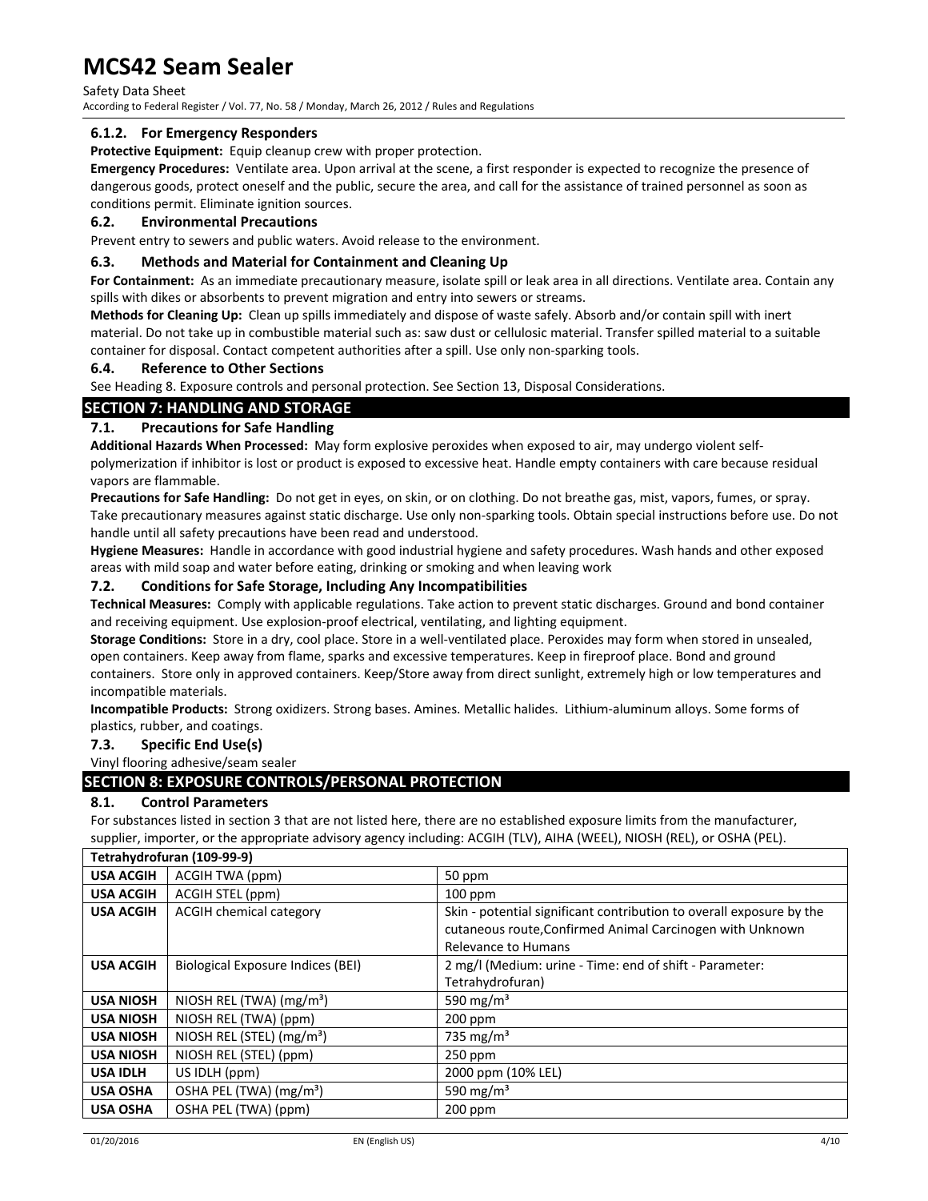#### 6.1.2. For Emergency Responders

**Protective Equipment:** Equip cleanup crew with proper protection.

**Emergency Procedures:** Ventilate area. Upon arrival at the scene, a first responder is expected to recognize the presence of dangerous goods, protect oneself and the public, secure the area, and call for the assistance of trained personnel as soon as conditions permit. Eliminate ignition sources.

### 6.2. Environmental Precautions

Prevent entry to sewers and public waters. Avoid release to the environment.

### 6.3. Methods and Material for Containment and Cleaning Up

**For Containment:** As an immediate precautionary measure, isolate spill or leak area in all directions. Ventilate area. Contain any spills with dikes or absorbents to prevent migration and entry into sewers or streams.

**Methods for Cleaning Up:** Clean up spills immediately and dispose of waste safely. Absorb and/or contain spill with inert material. Do not take up in combustible material such as: saw dust or cellulosic material. Transfer spilled material to a suitable container for disposal. Contact competent authorities after a spill. Use only non-sparking tools.

### 6.4. Reference to Other Sections

See Heading 8. Exposure controls and personal protection. See Section 13, Disposal Considerations.

## SECTION 7: HANDLING AND STORAGE

### 7.1. Precautions for Safe Handling

**Additional Hazards When Processed:** May form explosive peroxides when exposed to air, may undergo violent self-polymerization if inhibitor is lost or product is exposed to excessive heat. Handle empty containers with care because residual vapors are flammable.

**Precautions for Safe Handling:** Do not get in eyes, on skin, or on clothing. Do not breathe gas, mist, vapors, fumes, or spray. Take precautionary measures against static discharge. Use only non-sparking tools. Obtain special instructions before use. Do not handle until all safety precautions have been read and understood.

**Hygiene Measures:** Handle in accordance with good industrial hygiene and safety procedures. Wash hands and other exposed areas with mild soap and water before eating, drinking or smoking and when leaving work

### 7.2. Conditions for Safe Storage, Including Any Incompatibilities

**Technical Measures:** Comply with applicable regulations. Take action to prevent static discharges. Ground and bond container and receiving equipment. Use explosion-proof electrical, ventilating, and lighting equipment.

**Storage Conditions:** Store in a dry, cool place. Store in a well-ventilated place. Peroxides may form when stored in unsealed, open containers. Keep away from flame, sparks and excessive temperatures. Keep in fireproof place. Bond and ground containers. Store only in approved containers. Keep/Store away from direct sunlight, extremely high or low temperatures and incompatible materials.

**Incompatible Products:** Strong oxidizers. Strong bases. Amines. Metallic halides. Lithium-aluminum alloys. Some forms of plastics, rubber, and coatings.

### 7.3. Specific End Use(s)

Vinyl flooring adhesive/seam sealer

## SECTION 8: EXPOSURE CONTROLS/PERSONAL PROTECTION

### 8.1. Control Parameters

For substances listed in section 3 that are not listed here, there are no established exposure limits from the manufacturer, supplier, importer, or the appropriate advisory agency including: ACGIH (TLV), AIHA (WEEL), NIOSH (REL), or OSHA (PEL).

| Tetrahydrofuran (109-99-9) | | |
|---|---|---|
| **USA ACGIH** | ACGIH TWA (ppm) | 50 ppm |
| **USA ACGIH** | ACGIH STEL (ppm) | 100 ppm |
| **USA ACGIH** | ACGIH chemical category | Skin - potential significant contribution to overall exposure by the cutaneous route,Confirmed Animal Carcinogen with Unknown Relevance to Humans |
| **USA ACGIH** | Biological Exposure Indices (BEI) | 2 mg/l (Medium: urine - Time: end of shift - Parameter: Tetrahydrofuran) |
| **USA NIOSH** | NIOSH REL (TWA) ($mg/m^3$) | 590 $mg/m^3$ |
| **USA NIOSH** | NIOSH REL (TWA) (ppm) | 200 ppm |
| **USA NIOSH** | NIOSH REL (STEL) ($mg/m^3$) | 735 $mg/m^3$ |
| **USA NIOSH** | NIOSH REL (STEL) (ppm) | 250 ppm |
| **USA IDLH** | US IDLH (ppm) | 2000 ppm (10% LEL) |
| **USA OSHA** | OSHA PEL (TWA) ($mg/m^3$) | 590 $mg/m^3$ |
| **USA OSHA** | OSHA PEL (TWA) (ppm) | 200 ppm |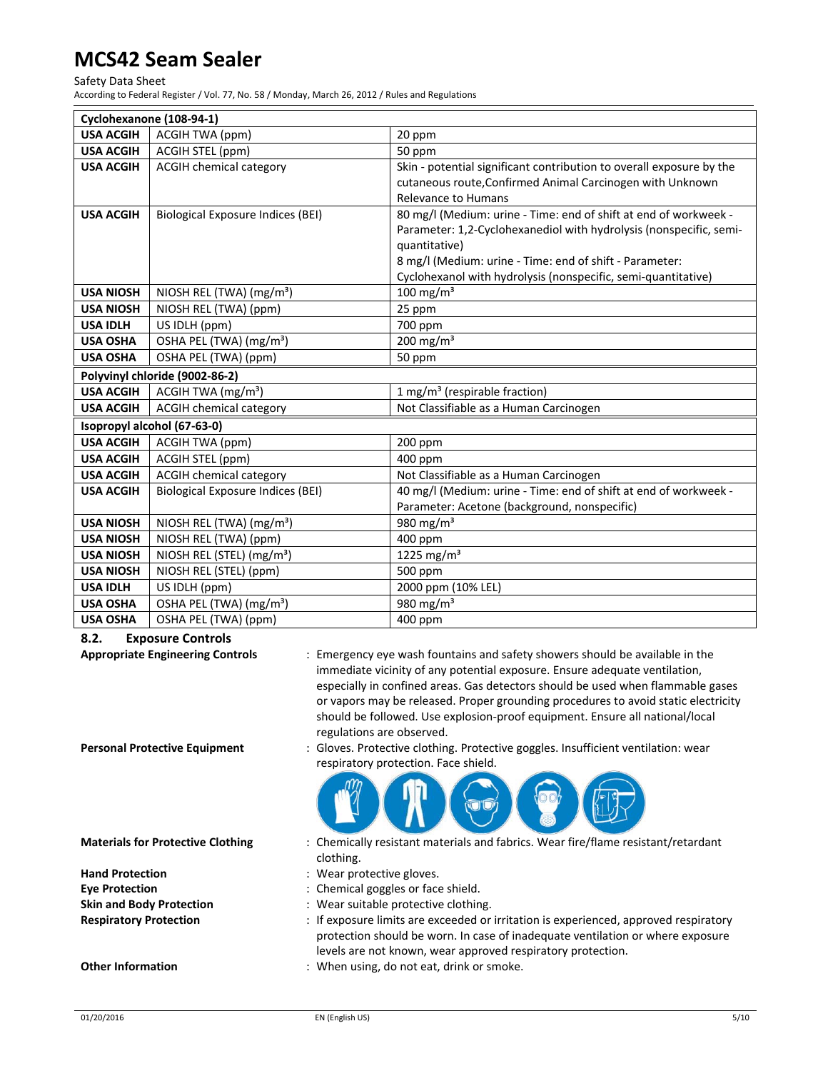| Cyclohexanone (108-94-1) | | |
|---|---|---|
| USA ACGIH | ACGIH TWA (ppm) | 20 ppm |
| USA ACGIH | ACGIH STEL (ppm) | 50 ppm |
| USA ACGIH | ACGIH chemical category | Skin - potential significant contribution to overall exposure by the cutaneous route,Confirmed Animal Carcinogen with Unknown Relevance to Humans |
| USA ACGIH | Biological Exposure Indices (BEI) | 80 mg/l (Medium: urine - Time: end of shift at end of workweek - Parameter: 1,2-Cyclohexanediol with hydrolysis (nonspecific, semi-quantitative)<br>8 mg/l (Medium: urine - Time: end of shift - Parameter: Cyclohexanol with hydrolysis (nonspecific, semi-quantitative) |
| USA NIOSH | NIOSH REL (TWA) (mg/m³) | 100 mg/m³ |
| USA NIOSH | NIOSH REL (TWA) (ppm) | 25 ppm |
| USA IDLH | US IDLH (ppm) | 700 ppm |
| USA OSHA | OSHA PEL (TWA) (mg/m³) | 200 mg/m³ |
| USA OSHA | OSHA PEL (TWA) (ppm) | 50 ppm |
| **Polyvinyl chloride (9002-86-2)** | | |
| USA ACGIH | ACGIH TWA (mg/m³) | 1 mg/m³ (respirable fraction) |
| USA ACGIH | ACGIH chemical category | Not Classifiable as a Human Carcinogen |
| **Isopropyl alcohol (67-63-0)** | | |
| USA ACGIH | ACGIH TWA (ppm) | 200 ppm |
| USA ACGIH | ACGIH STEL (ppm) | 400 ppm |
| USA ACGIH | ACGIH chemical category | Not Classifiable as a Human Carcinogen |
| USA ACGIH | Biological Exposure Indices (BEI) | 40 mg/l (Medium: urine - Time: end of shift at end of workweek - Parameter: Acetone (background, nonspecific) |
| USA NIOSH | NIOSH REL (TWA) (mg/m³) | 980 mg/m³ |
| USA NIOSH | NIOSH REL (TWA) (ppm) | 400 ppm |
| USA NIOSH | NIOSH REL (STEL) (mg/m³) | 1225 mg/m³ |
| USA NIOSH | NIOSH REL (STEL) (ppm) | 500 ppm |
| USA IDLH | US IDLH (ppm) | 2000 ppm (10% LEL) |
| USA OSHA | OSHA PEL (TWA) (mg/m³) | 980 mg/m³ |
| USA OSHA | OSHA PEL (TWA) (ppm) | 400 ppm |

### 8.2. Exposure Controls

**Appropriate Engineering Controls** : Emergency eye wash fountains and safety showers should be available in the immediate vicinity of any potential exposure. Ensure adequate ventilation, especially in confined areas. Gas detectors should be used when flammable gases or vapors may be released. Proper grounding procedures to avoid static electricity should be followed. Use explosion-proof equipment. Ensure all national/local regulations are observed.

**Personal Protective Equipment** : Gloves. Protective clothing. Protective goggles. Insufficient ventilation: wear respiratory protection. Face shield.

**Materials for Protective Clothing** : Chemically resistant materials and fabrics. Wear fire/flame resistant/retardant clothing.

**Hand Protection** : Wear protective gloves.

**Eye Protection** : Chemical goggles or face shield.

**Skin and Body Protection** : Wear suitable protective clothing.

**Respiratory Protection** : If exposure limits are exceeded or irritation is experienced, approved respiratory protection should be worn. In case of inadequate ventilation or where exposure levels are not known, wear approved respiratory protection.

**Other Information** : When using, do not eat, drink or smoke.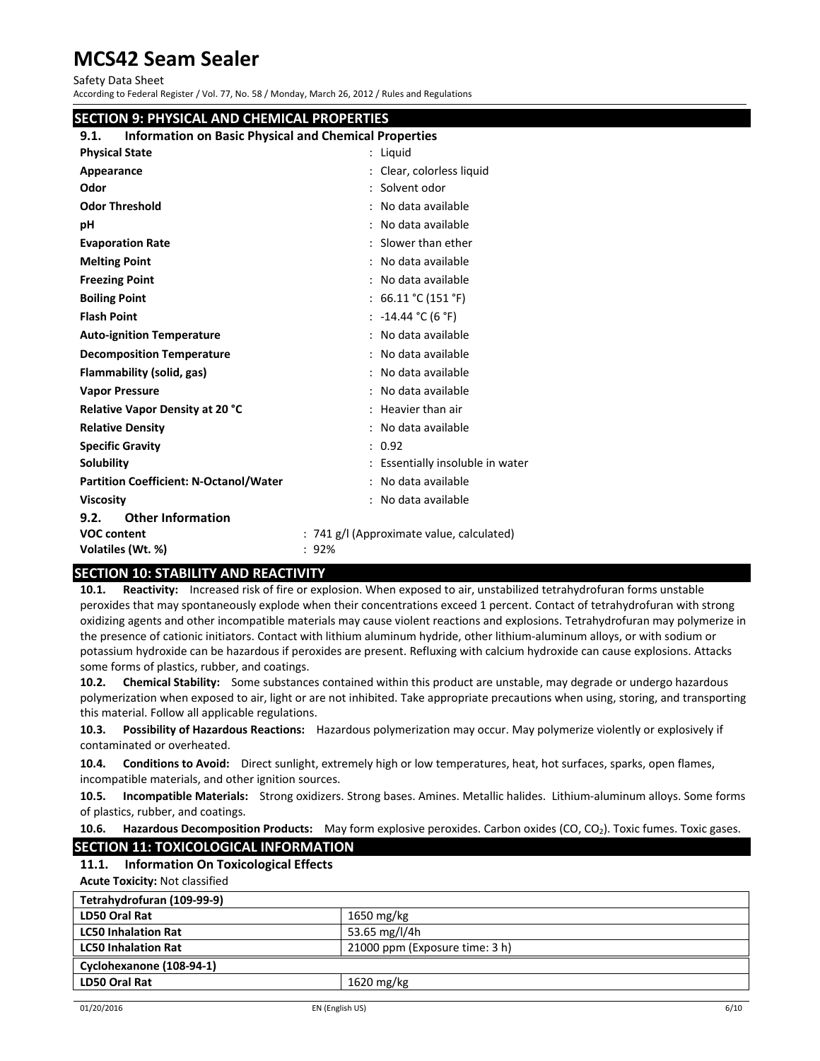## SECTION 9: PHYSICAL AND CHEMICAL PROPERTIES

### 9.1. Information on Basic Physical and Chemical Properties

| | |
|---|---|
| **Physical State** | : Liquid |
| **Appearance** | : Clear, colorless liquid |
| **Odor** | : Solvent odor |
| **Odor Threshold** | : No data available |
| **pH** | : No data available |
| **Evaporation Rate** | : Slower than ether |
| **Melting Point** | : No data available |
| **Freezing Point** | : No data available |
| **Boiling Point** | : 66.11 °C (151 °F) |
| **Flash Point** | : -14.44 °C (6 °F) |
| **Auto-ignition Temperature** | : No data available |
| **Decomposition Temperature** | : No data available |
| **Flammability (solid, gas)** | : No data available |
| **Vapor Pressure** | : No data available |
| **Relative Vapor Density at 20 °C** | : Heavier than air |
| **Relative Density** | : No data available |
| **Specific Gravity** | : 0.92 |
| **Solubility** | : Essentially insoluble in water |
| **Partition Coefficient: N-Octanol/Water** | : No data available |
| **Viscosity** | : No data available |

### 9.2. Other Information

| | |
|---|---|
| **VOC content** | : 741 g/l (Approximate value, calculated) |
| **Volatiles (Wt. %)** | : 92% |

## SECTION 10: STABILITY AND REACTIVITY

**10.1. Reactivity:** Increased risk of fire or explosion. When exposed to air, unstabilized tetrahydrofuran forms unstable peroxides that may spontaneously explode when their concentrations exceed 1 percent. Contact of tetrahydrofuran with strong oxidizing agents and other incompatible materials may cause violent reactions and explosions. Tetrahydrofuran may polymerize in the presence of cationic initiators. Contact with lithium aluminum hydride, other lithium-aluminum alloys, or with sodium or potassium hydroxide can be hazardous if peroxides are present. Refluxing with calcium hydroxide can cause explosions. Attacks some forms of plastics, rubber, and coatings.

**10.2. Chemical Stability:** Some substances contained within this product are unstable, may degrade or undergo hazardous polymerization when exposed to air, light or are not inhibited. Take appropriate precautions when using, storing, and transporting this material. Follow all applicable regulations.

**10.3. Possibility of Hazardous Reactions:** Hazardous polymerization may occur. May polymerize violently or explosively if contaminated or overheated.

**10.4. Conditions to Avoid:** Direct sunlight, extremely high or low temperatures, heat, hot surfaces, sparks, open flames, incompatible materials, and other ignition sources.

**10.5. Incompatible Materials:** Strong oxidizers. Strong bases. Amines. Metallic halides. Lithium-aluminum alloys. Some forms of plastics, rubber, and coatings.

**10.6. Hazardous Decomposition Products:** May form explosive peroxides. Carbon oxides (CO, $CO_2$). Toxic fumes. Toxic gases.

## SECTION 11: TOXICOLOGICAL INFORMATION

### 11.1. Information On Toxicological Effects

**Acute Toxicity:** Not classified

| **Tetrahydrofuran (109-99-9)** | |
|---|---|
| **LD50 Oral Rat** | 1650 mg/kg |
| **LC50 Inhalation Rat** | 53.65 mg/l/4h |
| **LC50 Inhalation Rat** | 21000 ppm (Exposure time: 3 h) |
| **Cyclohexanone (108-94-1)** | |
| **LD50 Oral Rat** | 1620 mg/kg |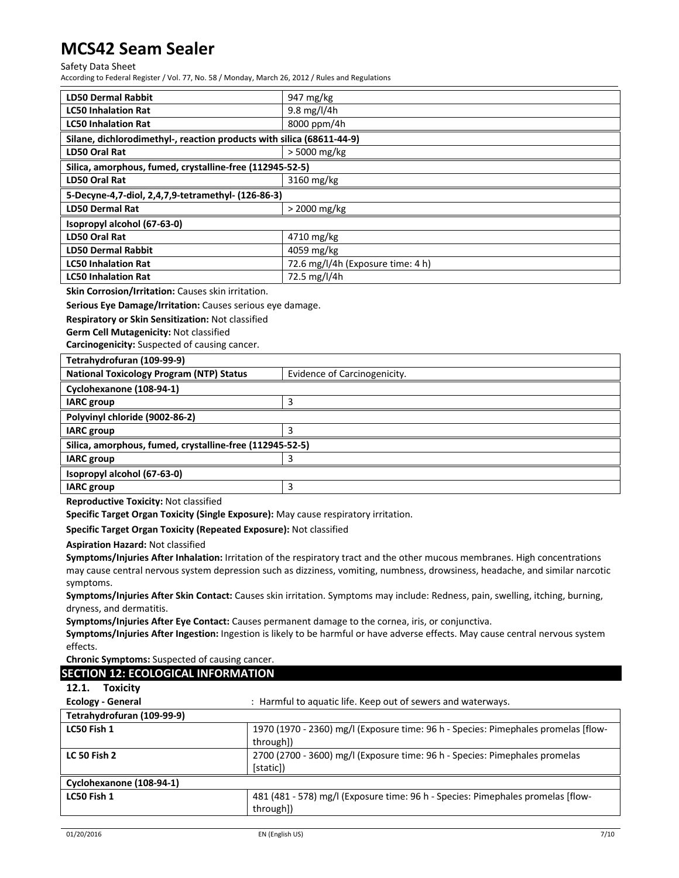| | |
|---|---|
| **LD50 Dermal Rabbit** | 947 mg/kg |
| **LC50 Inhalation Rat** | 9.8 mg/l/4h |
| **LC50 Inhalation Rat** | 8000 ppm/4h |
| **Silane, dichlorodimethyl-, reaction products with silica (68611-44-9)** | |
| **LD50 Oral Rat** | > 5000 mg/kg |
| **Silica, amorphous, fumed, crystalline-free (112945-52-5)** | |
| **LD50 Oral Rat** | 3160 mg/kg |
| **5-Decyne-4,7-diol, 2,4,7,9-tetramethyl- (126-86-3)** | |
| **LD50 Dermal Rat** | > 2000 mg/kg |
| **Isopropyl alcohol (67-63-0)** | |
| **LD50 Oral Rat** | 4710 mg/kg |
| **LD50 Dermal Rabbit** | 4059 mg/kg |
| **LC50 Inhalation Rat** | 72.6 mg/l/4h (Exposure time: 4 h) |
| **LC50 Inhalation Rat** | 72.5 mg/l/4h |

**Skin Corrosion/Irritation:** Causes skin irritation.

**Serious Eye Damage/Irritation:** Causes serious eye damage.

**Respiratory or Skin Sensitization:** Not classified

**Germ Cell Mutagenicity:** Not classified

**Carcinogenicity:** Suspected of causing cancer.

| | |
|---|---|
| **Tetrahydrofuran (109-99-9)** | |
| **National Toxicology Program (NTP) Status** | Evidence of Carcinogenicity. |
| **Cyclohexanone (108-94-1)** | |
| **IARC group** | 3 |
| **Polyvinyl chloride (9002-86-2)** | |
| **IARC group** | 3 |
| **Silica, amorphous, fumed, crystalline-free (112945-52-5)** | |
| **IARC group** | 3 |
| **Isopropyl alcohol (67-63-0)** | |
| **IARC group** | 3 |

**Reproductive Toxicity:** Not classified

**Specific Target Organ Toxicity (Single Exposure):** May cause respiratory irritation.

**Specific Target Organ Toxicity (Repeated Exposure):** Not classified

**Aspiration Hazard:** Not classified

**Symptoms/Injuries After Inhalation:** Irritation of the respiratory tract and the other mucous membranes. High concentrations may cause central nervous system depression such as dizziness, vomiting, numbness, drowsiness, headache, and similar narcotic symptoms.

**Symptoms/Injuries After Skin Contact:** Causes skin irritation. Symptoms may include: Redness, pain, swelling, itching, burning, dryness, and dermatitis.

**Symptoms/Injuries After Eye Contact:** Causes permanent damage to the cornea, iris, or conjunctiva.

**Symptoms/Injuries After Ingestion:** Ingestion is likely to be harmful or have adverse effects. May cause central nervous system effects.

**Chronic Symptoms:** Suspected of causing cancer.

## SECTION 12: ECOLOGICAL INFORMATION

### 12.1. Toxicity

**Ecology - General** : Harmful to aquatic life. Keep out of sewers and waterways.

| | |
|---|---|
| **Tetrahydrofuran (109-99-9)** | |
| **LC50 Fish 1** | 1970 (1970 - 2360) mg/l (Exposure time: 96 h - Species: Pimephales promelas [flow-through]) |
| **LC 50 Fish 2** | 2700 (2700 - 3600) mg/l (Exposure time: 96 h - Species: Pimephales promelas [static]) |
| **Cyclohexanone (108-94-1)** | |
| **LC50 Fish 1** | 481 (481 - 578) mg/l (Exposure time: 96 h - Species: Pimephales promelas [flow-through]) |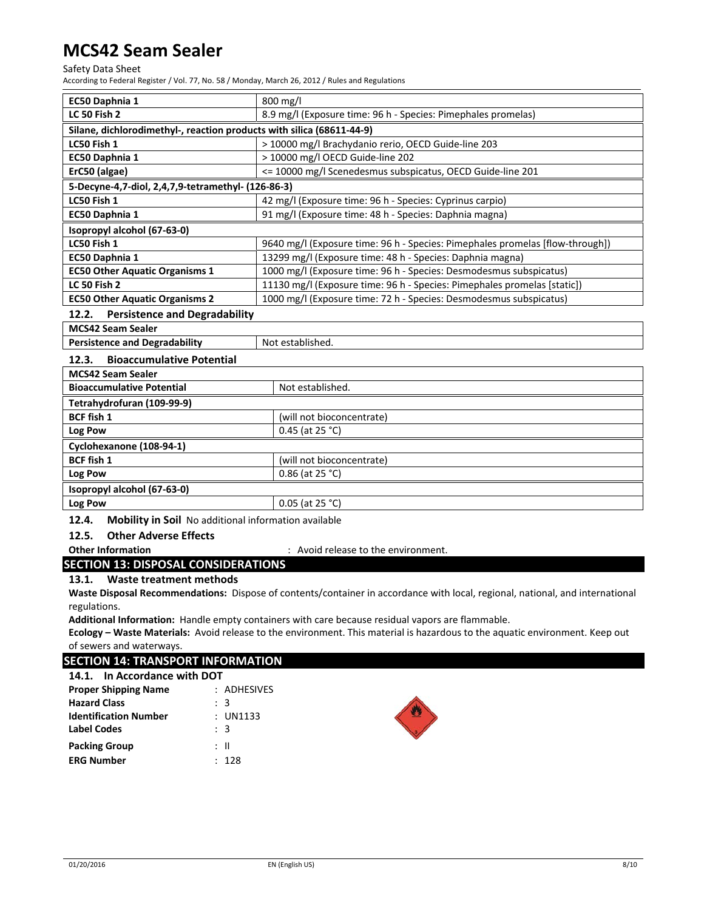| | |
|---|---|
| **EC50 Daphnia 1** | 800 mg/l |
| **LC 50 Fish 2** | 8.9 mg/l (Exposure time: 96 h - Species: Pimephales promelas) |
| **Silane, dichlorodimethyl-, reaction products with silica (68611-44-9)** | |
| **LC50 Fish 1** | > 10000 mg/l Brachydanio rerio, OECD Guide-line 203 |
| **EC50 Daphnia 1** | > 10000 mg/l OECD Guide-line 202 |
| **ErC50 (algae)** | <= 10000 mg/l Scenedesmus subspicatus, OECD Guide-line 201 |
| **5-Decyne-4,7-diol, 2,4,7,9-tetramethyl- (126-86-3)** | |
| **LC50 Fish 1** | 42 mg/l (Exposure time: 96 h - Species: Cyprinus carpio) |
| **EC50 Daphnia 1** | 91 mg/l (Exposure time: 48 h - Species: Daphnia magna) |
| **Isopropyl alcohol (67-63-0)** | |
| **LC50 Fish 1** | 9640 mg/l (Exposure time: 96 h - Species: Pimephales promelas [flow-through]) |
| **EC50 Daphnia 1** | 13299 mg/l (Exposure time: 48 h - Species: Daphnia magna) |
| **EC50 Other Aquatic Organisms 1** | 1000 mg/l (Exposure time: 96 h - Species: Desmodesmus subspicatus) |
| **LC 50 Fish 2** | 11130 mg/l (Exposure time: 96 h - Species: Pimephales promelas [static]) |
| **EC50 Other Aquatic Organisms 2** | 1000 mg/l (Exposure time: 72 h - Species: Desmodesmus subspicatus) |

### 12.2. Persistence and Degradability

| **MCS42 Seam Sealer** | |
|---|---|
| **Persistence and Degradability** | Not established. |

### 12.3. Bioaccumulative Potential

| **MCS42 Seam Sealer** | |
|---|---|
| **Bioaccumulative Potential** | Not established. |
| **Tetrahydrofuran (109-99-9)** | |
| **BCF fish 1** | (will not bioconcentrate) |
| **Log Pow** | 0.45 (at 25 °C) |
| **Cyclohexanone (108-94-1)** | |
| **BCF fish 1** | (will not bioconcentrate) |
| **Log Pow** | 0.86 (at 25 °C) |
| **Isopropyl alcohol (67-63-0)** | |
| **Log Pow** | 0.05 (at 25 °C) |

### 12.4. Mobility in Soil

No additional information available

### 12.5. Other Adverse Effects

**Other Information** : Avoid release to the environment.

## SECTION 13: DISPOSAL CONSIDERATIONS

### 13.1. Waste treatment methods

**Waste Disposal Recommendations:** Dispose of contents/container in accordance with local, regional, national, and international regulations.

**Additional Information:** Handle empty containers with care because residual vapors are flammable.

**Ecology – Waste Materials:** Avoid release to the environment. This material is hazardous to the aquatic environment. Keep out of sewers and waterways.

## SECTION 14: TRANSPORT INFORMATION

### 14.1. In Accordance with DOT

**Proper Shipping Name** : ADHESIVES
**Hazard Class** : 3
**Identification Number** : UN1133
**Label Codes** : 3
**Packing Group** : II
**ERG Number** : 128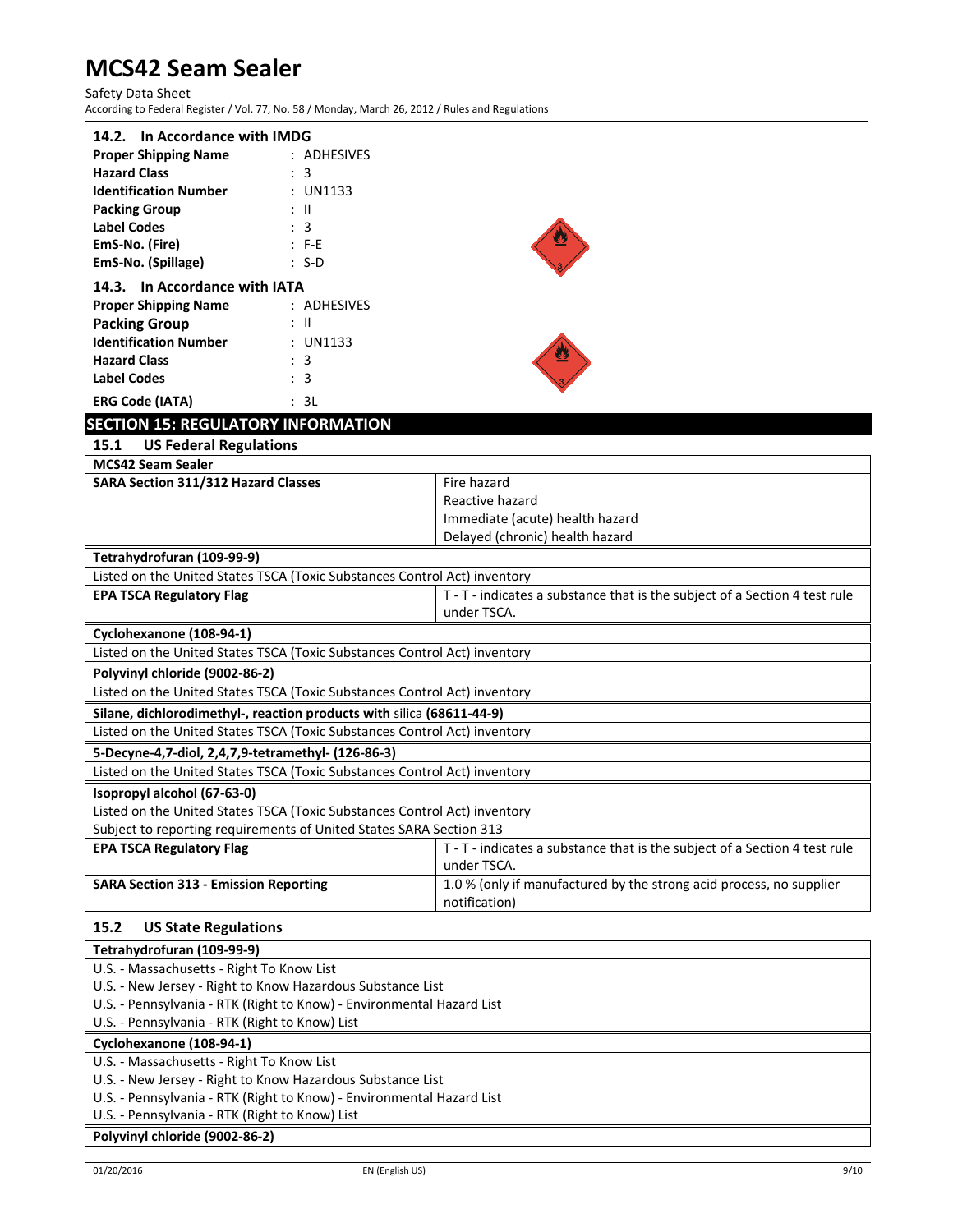### 14.2. In Accordance with IMDG

**Proper Shipping Name** : ADHESIVES
**Hazard Class** : 3
**Identification Number** : UN1133
**Packing Group** : II
**Label Codes** : 3
**EmS-No. (Fire)** : F-E
**EmS-No. (Spillage)** : S-D

### 14.3. In Accordance with IATA

**Proper Shipping Name** : ADHESIVES
**Packing Group** : II
**Identification Number** : UN1133
**Hazard Class** : 3
**Label Codes** : 3
**ERG Code (IATA)** : 3L

## SECTION 15: REGULATORY INFORMATION

### 15.1 US Federal Regulations

| **MCS42 Seam Sealer** | |
|---|---|
| **SARA Section 311/312 Hazard Classes** | Fire hazard<br>Reactive hazard<br>Immediate (acute) health hazard<br>Delayed (chronic) health hazard |

| **Tetrahydrofuran (109-99-9)** | |
|---|---|
| Listed on the United States TSCA (Toxic Substances Control Act) inventory | |
| **EPA TSCA Regulatory Flag** | T - T - indicates a substance that is the subject of a Section 4 test rule under TSCA. |

| **Cyclohexanone (108-94-1)** |
|---|
| Listed on the United States TSCA (Toxic Substances Control Act) inventory |

| **Polyvinyl chloride (9002-86-2)** |
|---|
| Listed on the United States TSCA (Toxic Substances Control Act) inventory |

| **Silane, dichlorodimethyl-, reaction products with silica (68611-44-9)** |
|---|
| Listed on the United States TSCA (Toxic Substances Control Act) inventory |

| **5-Decyne-4,7-diol, 2,4,7,9-tetramethyl- (126-86-3)** |
|---|
| Listed on the United States TSCA (Toxic Substances Control Act) inventory |

| **Isopropyl alcohol (67-63-0)** | |
|---|---|
| Listed on the United States TSCA (Toxic Substances Control Act) inventory | |
| Subject to reporting requirements of United States SARA Section 313 | |
| **EPA TSCA Regulatory Flag** | T - T - indicates a substance that is the subject of a Section 4 test rule under TSCA. |
| **SARA Section 313 - Emission Reporting** | 1.0 % (only if manufactured by the strong acid process, no supplier notification) |

### 15.2 US State Regulations

| **Tetrahydrofuran (109-99-9)** |
|---|
| U.S. - Massachusetts - Right To Know List |
| U.S. - New Jersey - Right to Know Hazardous Substance List |
| U.S. - Pennsylvania - RTK (Right to Know) - Environmental Hazard List |
| U.S. - Pennsylvania - RTK (Right to Know) List |

| **Cyclohexanone (108-94-1)** |
|---|
| U.S. - Massachusetts - Right To Know List |
| U.S. - New Jersey - Right to Know Hazardous Substance List |
| U.S. - Pennsylvania - RTK (Right to Know) - Environmental Hazard List |
| U.S. - Pennsylvania - RTK (Right to Know) List |

| **Polyvinyl chloride (9002-86-2)** |
|---|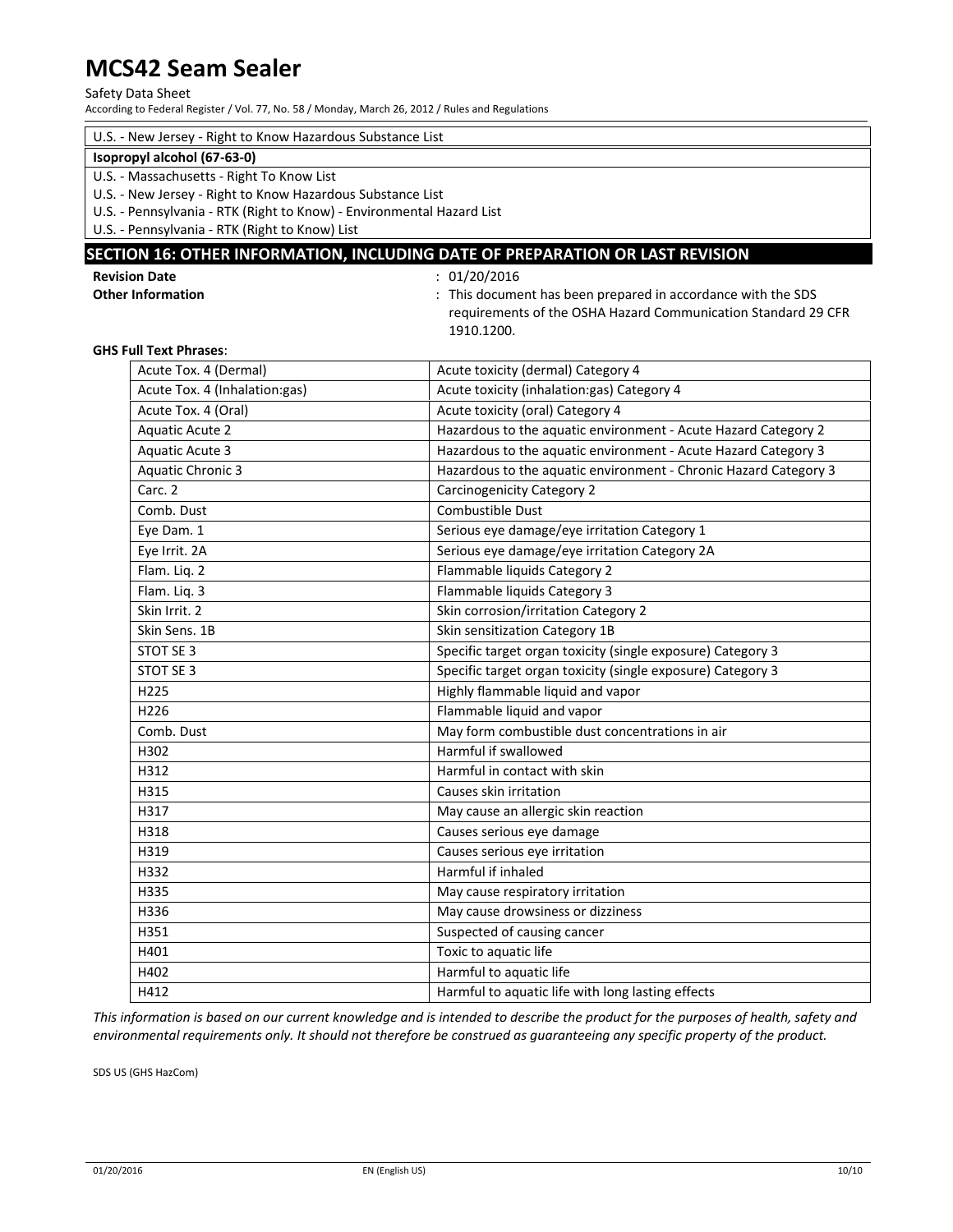U.S. - New Jersey - Right to Know Hazardous Substance List

**Isopropyl alcohol (67-63-0)**

U.S. - Massachusetts - Right To Know List
U.S. - New Jersey - Right to Know Hazardous Substance List
U.S. - Pennsylvania - RTK (Right to Know) - Environmental Hazard List
U.S. - Pennsylvania - RTK (Right to Know) List

## SECTION 16: OTHER INFORMATION, INCLUDING DATE OF PREPARATION OR LAST REVISION

**Revision Date** : 01/20/2016

**Other Information** : This document has been prepared in accordance with the SDS requirements of the OSHA Hazard Communication Standard 29 CFR 1910.1200.

**GHS Full Text Phrases**:

| | |
|---|---|
| Acute Tox. 4 (Dermal) | Acute toxicity (dermal) Category 4 |
| Acute Tox. 4 (Inhalation:gas) | Acute toxicity (inhalation:gas) Category 4 |
| Acute Tox. 4 (Oral) | Acute toxicity (oral) Category 4 |
| Aquatic Acute 2 | Hazardous to the aquatic environment - Acute Hazard Category 2 |
| Aquatic Acute 3 | Hazardous to the aquatic environment - Acute Hazard Category 3 |
| Aquatic Chronic 3 | Hazardous to the aquatic environment - Chronic Hazard Category 3 |
| Carc. 2 | Carcinogenicity Category 2 |
| Comb. Dust | Combustible Dust |
| Eye Dam. 1 | Serious eye damage/eye irritation Category 1 |
| Eye Irrit. 2A | Serious eye damage/eye irritation Category 2A |
| Flam. Liq. 2 | Flammable liquids Category 2 |
| Flam. Liq. 3 | Flammable liquids Category 3 |
| Skin Irrit. 2 | Skin corrosion/irritation Category 2 |
| Skin Sens. 1B | Skin sensitization Category 1B |
| STOT SE 3 | Specific target organ toxicity (single exposure) Category 3 |
| STOT SE 3 | Specific target organ toxicity (single exposure) Category 3 |
| H225 | Highly flammable liquid and vapor |
| H226 | Flammable liquid and vapor |
| Comb. Dust | May form combustible dust concentrations in air |
| H302 | Harmful if swallowed |
| H312 | Harmful in contact with skin |
| H315 | Causes skin irritation |
| H317 | May cause an allergic skin reaction |
| H318 | Causes serious eye damage |
| H319 | Causes serious eye irritation |
| H332 | Harmful if inhaled |
| H335 | May cause respiratory irritation |
| H336 | May cause drowsiness or dizziness |
| H351 | Suspected of causing cancer |
| H401 | Toxic to aquatic life |
| H402 | Harmful to aquatic life |
| H412 | Harmful to aquatic life with long lasting effects |

*This information is based on our current knowledge and is intended to describe the product for the purposes of health, safety and environmental requirements only. It should not therefore be construed as guaranteeing any specific property of the product.*

SDS US (GHS HazCom)